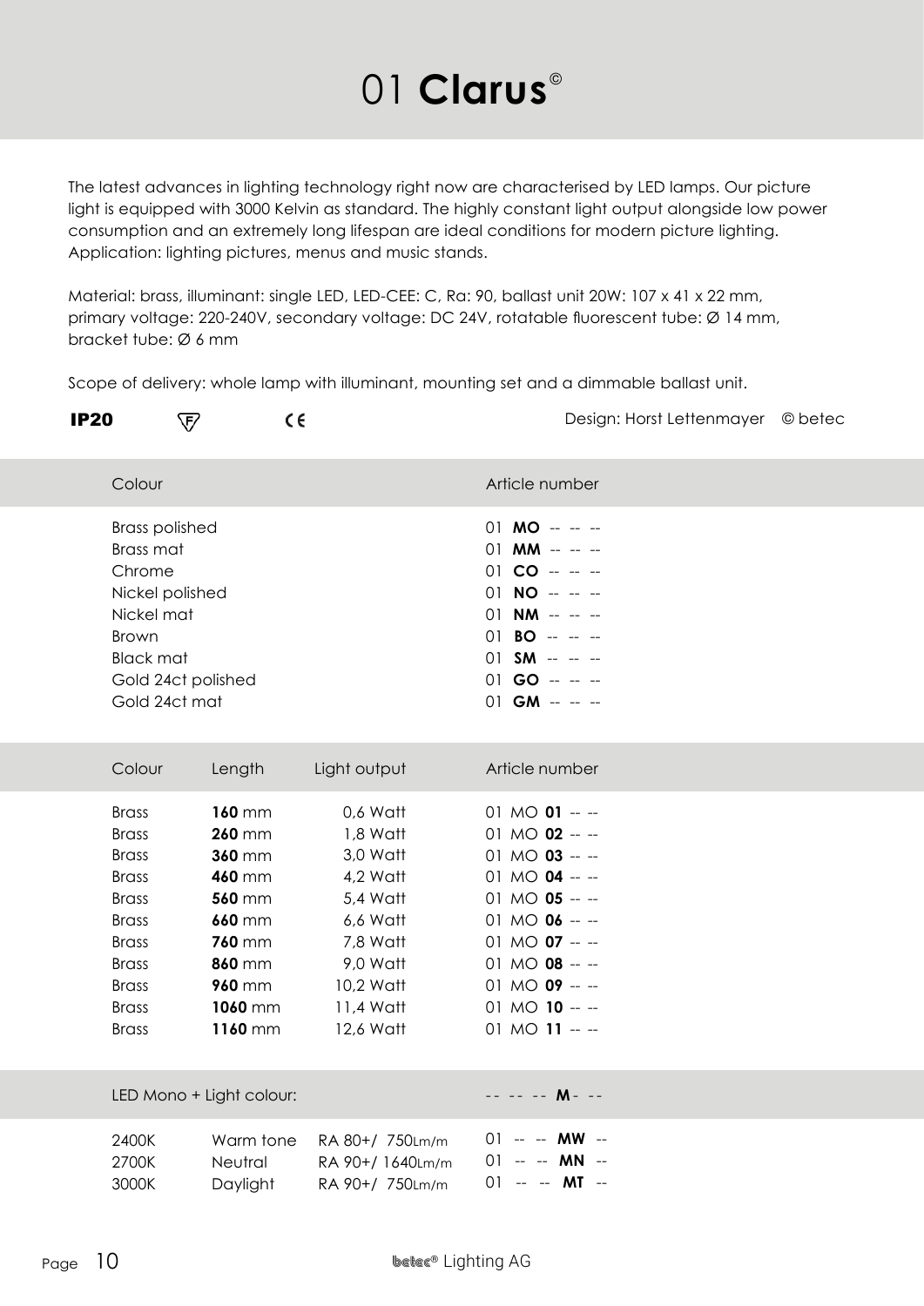# 01 **Clarus**©

The latest advances in lighting technology right now are characterised by LED lamps. Our picture light is equipped with 3000 Kelvin as standard. The highly constant light output alongside low power consumption and an extremely long lifespan are ideal conditions for modern picture lighting. Application: lighting pictures, menus and music stands.

Material: brass, illuminant: single LED, LED-CEE: C, Ra: 90, ballast unit 20W: 107 x 41 x 22 mm, primary voltage: 220-240V, secondary voltage: DC 24V, rotatable fluorescent tube: Ø 14 mm, bracket tube: Ø 6 mm

Scope of delivery: whole lamp with illuminant, mounting set and a dimmable ballast unit.

**IP20** F CE — Design: Horst Lettenmayer © betec

| Colour | Article number |
|---|---|
| Brass polished | 01 **MO** -- -- -- |
| Brass mat | 01 **MM** -- -- -- |
| Chrome | 01 **CO** -- -- -- |
| Nickel polished | 01 **NO** -- -- -- |
| Nickel mat | 01 **NM** -- -- -- |
| Brown | 01 **BO** -- -- -- |
| Black mat | 01 **SM** -- -- -- |
| Gold 24ct polished | 01 **GO** -- -- -- |
| Gold 24ct mat | 01 **GM** -- -- -- |

| Colour | Length | Light output | Article number |
|---|---|---|---|
| Brass | **160** mm | 0,6 Watt | 01 MO **01** -- -- |
| Brass | **260** mm | 1,8 Watt | 01 MO **02** -- -- |
| Brass | **360** mm | 3,0 Watt | 01 MO **03** -- -- |
| Brass | **460** mm | 4,2 Watt | 01 MO **04** -- -- |
| Brass | **560** mm | 5,4 Watt | 01 MO **05** -- -- |
| Brass | **660** mm | 6,6 Watt | 01 MO **06** -- -- |
| Brass | **760** mm | 7,8 Watt | 01 MO **07** -- -- |
| Brass | **860** mm | 9,0 Watt | 01 MO **08** -- -- |
| Brass | **960** mm | 10,2 Watt | 01 MO **09** -- -- |
| Brass | **1060** mm | 11,4 Watt | 01 MO **10** -- -- |
| Brass | **1160** mm | 12,6 Watt | 01 MO **11** -- -- |

| LED Mono + Light colour: | | | -- -- -- **M** - -- |
|---|---|---|---|
| 2400K | Warm tone | RA 80+/ 750Lm/m | 01 -- -- **MW** -- |
| 2700K | Neutral | RA 90+/ 1640Lm/m | 01 -- -- **MN** -- |
| 3000K | Daylight | RA 90+/ 750Lm/m | 01 -- -- **MT** -- |

betec® Lighting AG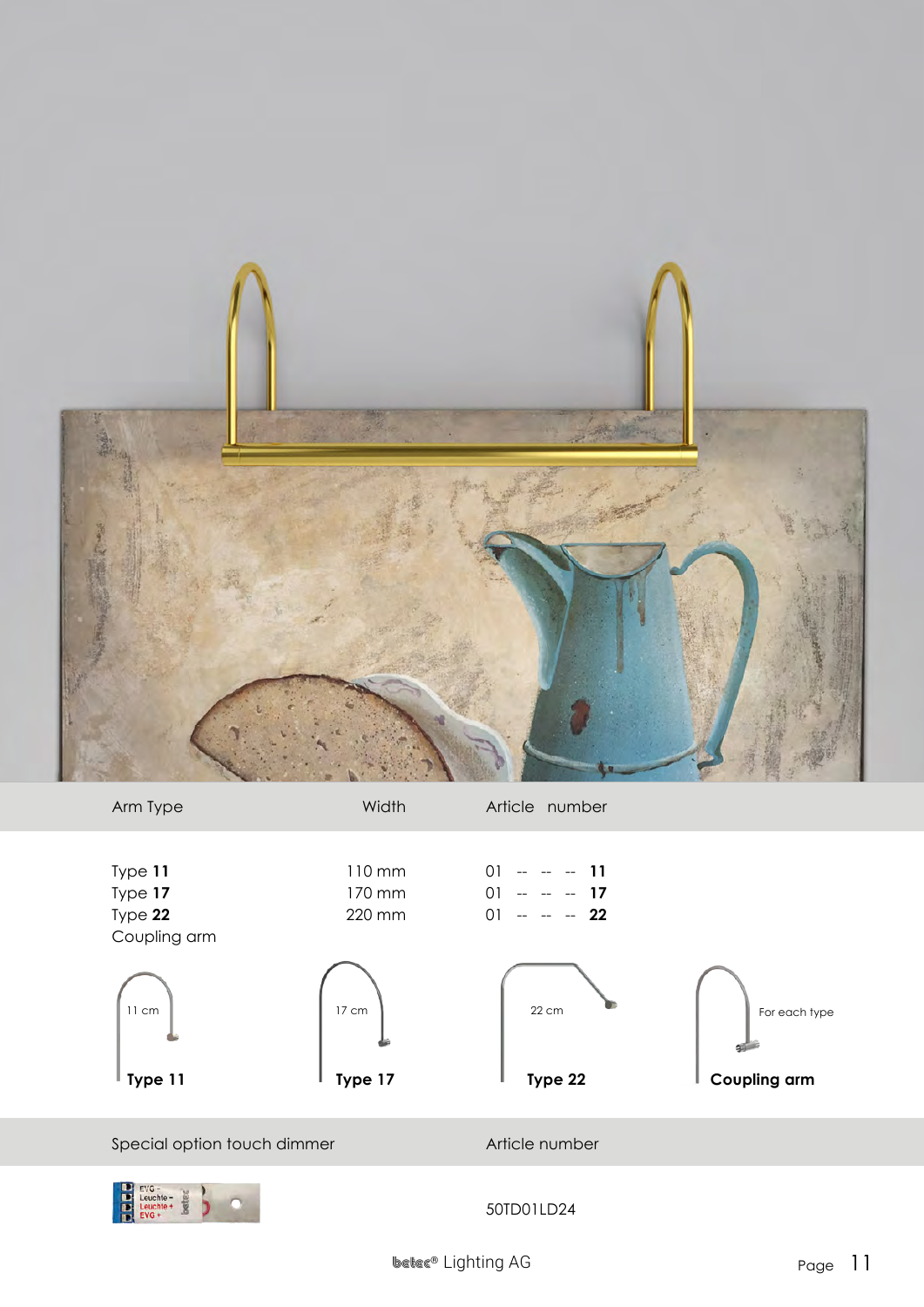| Arm Type | Width | Article number |
| --- | --- | --- |
| Type **11** | 110 mm | 01 -- -- -- **11** |
| Type **17** | 170 mm | 01 -- -- -- **17** |
| Type **22** | 220 mm | 01 -- -- -- **22** |
| Coupling arm | | |

11 cm **Type 11**

17 cm **Type 17**

22 cm **Type 22**

For each type **Coupling arm**

| Special option touch dimmer | Article number |
| --- | --- |
| | 50TD01LD24 |

betec® Lighting AG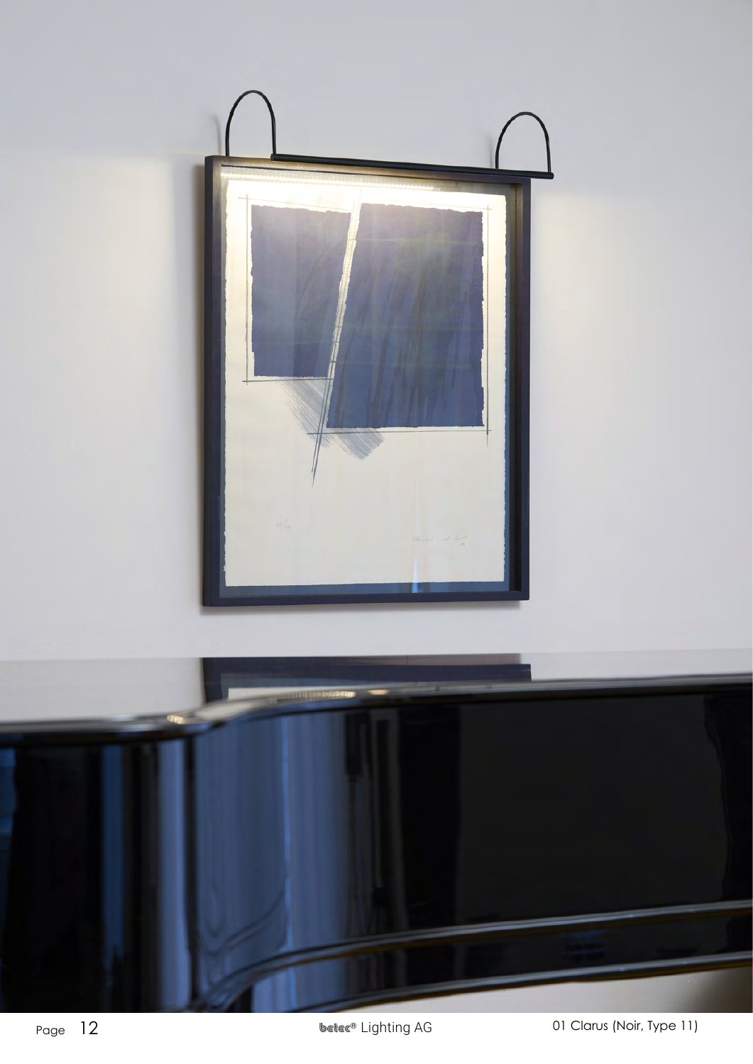01 Clarus (Noir, Type 11)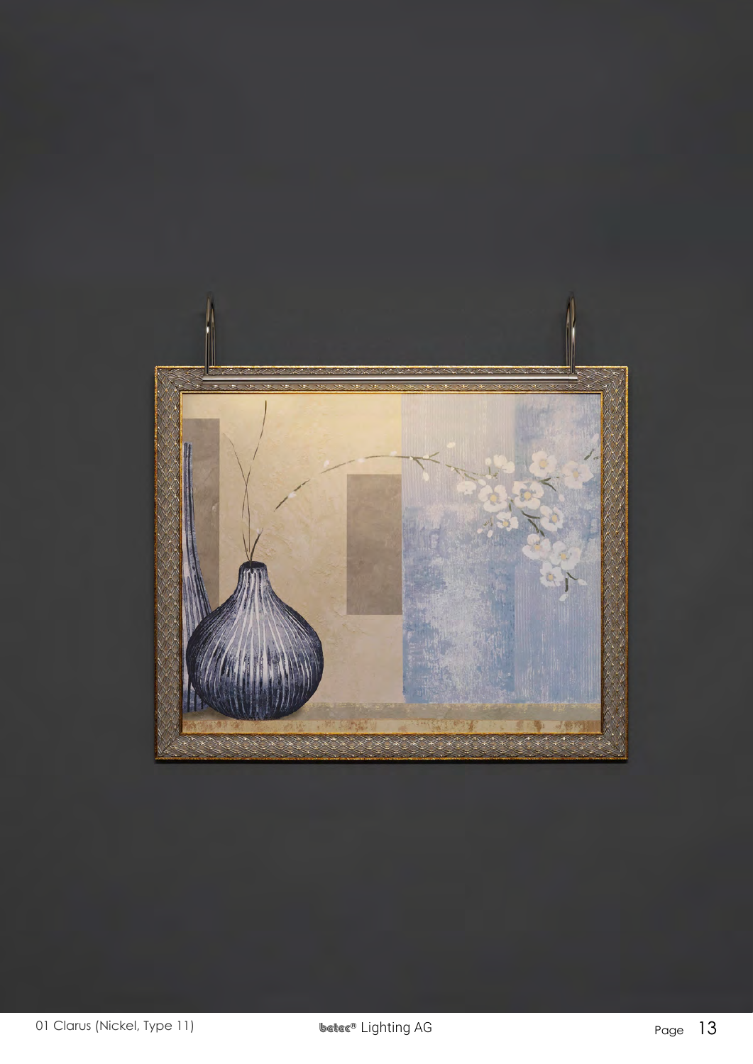01 Clarus (Nickel, Type 11)